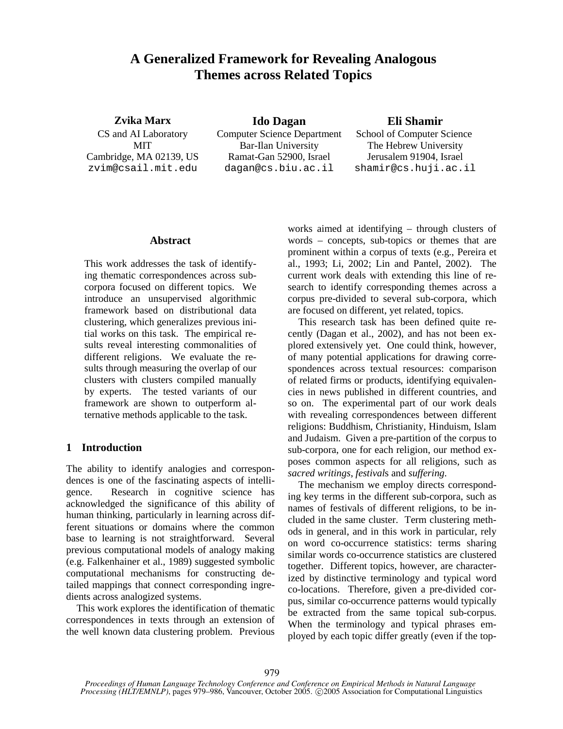# A Generalized Framework for Revealing Analogous Themes across Related Topics

**Zvika Marx**
CS and AI Laboratory
MIT
Cambridge, MA 02139, US
zvim@csail.mit.edu

**Ido Dagan**
Computer Science Department
Bar-Ilan University
Ramat-Gan 52900, Israel
dagan@cs.biu.ac.il

**Eli Shamir**
School of Computer Science
The Hebrew University
Jerusalem 91904, Israel
shamir@cs.huji.ac.il

## Abstract

This work addresses the task of identifying thematic correspondences across subcorpora focused on different topics. We introduce an unsupervised algorithmic framework based on distributional data clustering, which generalizes previous initial works on this task. The empirical results reveal interesting commonalities of different religions. We evaluate the results through measuring the overlap of our clusters with clusters compiled manually by experts. The tested variants of our framework are shown to outperform alternative methods applicable to the task.

## 1 Introduction

The ability to identify analogies and correspondences is one of the fascinating aspects of intelligence. Research in cognitive science has acknowledged the significance of this ability of human thinking, particularly in learning across different situations or domains where the common base to learning is not straightforward. Several previous computational models of analogy making (e.g. Falkenhainer et al., 1989) suggested symbolic computational mechanisms for constructing detailed mappings that connect corresponding ingredients across analogized systems.

This work explores the identification of thematic correspondences in texts through an extension of the well known data clustering problem. Previous works aimed at identifying – through clusters of words – concepts, sub-topics or themes that are prominent within a corpus of texts (e.g., Pereira et al., 1993; Li, 2002; Lin and Pantel, 2002). The current work deals with extending this line of research to identify corresponding themes across a corpus pre-divided to several sub-corpora, which are focused on different, yet related, topics.

This research task has been defined quite recently (Dagan et al., 2002), and has not been explored extensively yet. One could think, however, of many potential applications for drawing correspondences across textual resources: comparison of related firms or products, identifying equivalencies in news published in different countries, and so on. The experimental part of our work deals with revealing correspondences between different religions: Buddhism, Christianity, Hinduism, Islam and Judaism. Given a pre-partition of the corpus to sub-corpora, one for each religion, our method exposes common aspects for all religions, such as *sacred writings*, *festivals* and *suffering*.

The mechanism we employ directs corresponding key terms in the different sub-corpora, such as names of festivals of different religions, to be included in the same cluster. Term clustering methods in general, and in this work in particular, rely on word co-occurrence statistics: terms sharing similar words co-occurrence statistics are clustered together. Different topics, however, are characterized by distinctive terminology and typical word co-locations. Therefore, given a pre-divided corpus, similar co-occurrence patterns would typically be extracted from the same topical sub-corpus. When the terminology and typical phrases employed by each topic differ greatly (even if the top-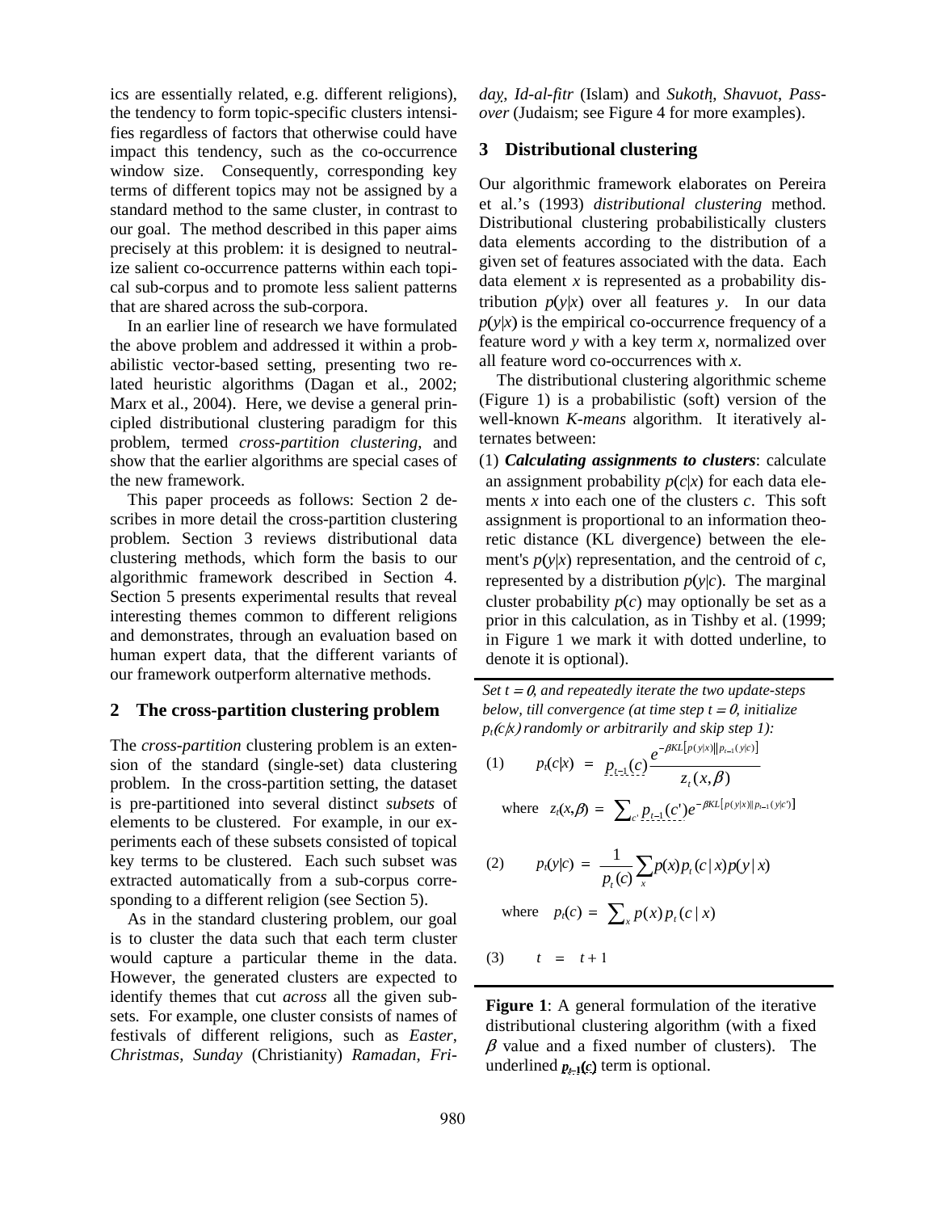ics are essentially related, e.g. different religions), the tendency to form topic-specific clusters intensifies regardless of factors that otherwise could have impact this tendency, such as the co-occurrence window size. Consequently, corresponding key terms of different topics may not be assigned by a standard method to the same cluster, in contrast to our goal. The method described in this paper aims precisely at this problem: it is designed to neutralize salient co-occurrence patterns within each topical sub-corpus and to promote less salient patterns that are shared across the sub-corpora.

In an earlier line of research we have formulated the above problem and addressed it within a probabilistic vector-based setting, presenting two related heuristic algorithms (Dagan et al., 2002; Marx et al., 2004). Here, we devise a general principled distributional clustering paradigm for this problem, termed *cross-partition clustering*, and show that the earlier algorithms are special cases of the new framework.

This paper proceeds as follows: Section 2 describes in more detail the cross-partition clustering problem. Section 3 reviews distributional data clustering methods, which form the basis to our algorithmic framework described in Section 4. Section 5 presents experimental results that reveal interesting themes common to different religions and demonstrates, through an evaluation based on human expert data, that the different variants of our framework outperform alternative methods.

## 2 The cross-partition clustering problem

The *cross-partition* clustering problem is an extension of the standard (single-set) data clustering problem. In the cross-partition setting, the dataset is pre-partitioned into several distinct *subsets* of elements to be clustered. For example, in our experiments each of these subsets consisted of topical key terms to be clustered. Each such subset was extracted automatically from a sub-corpus corresponding to a different religion (see Section 5).

As in the standard clustering problem, our goal is to cluster the data such that each term cluster would capture a particular theme in the data. However, the generated clusters are expected to identify themes that cut *across* all the given subsets. For example, one cluster consists of names of festivals of different religions, such as *Easter*, *Christmas*, *Sunday* (Christianity) *Ramadan*, *Friday*, *Id-al-fitr* (Islam) and *Sukoth*, *Shavuot*, *Passover* (Judaism; see Figure 4 for more examples).

## 3 Distributional clustering

Our algorithmic framework elaborates on Pereira et al.'s (1993) *distributional clustering* method. Distributional clustering probabilistically clusters data elements according to the distribution of a given set of features associated with the data. Each data element $x$ is represented as a probability distribution $p(y|x)$ over all features $y$. In our data $p(y|x)$ is the empirical co-occurrence frequency of a feature word $y$ with a key term $x$, normalized over all feature word co-occurrences with $x$.

The distributional clustering algorithmic scheme (Figure 1) is a probabilistic (soft) version of the well-known *K-means* algorithm. It iteratively alternates between:

(1) ***Calculating assignments to clusters***: calculate an assignment probability $p(c|x)$ for each data elements $x$ into each one of the clusters $c$. This soft assignment is proportional to an information theoretic distance (KL divergence) between the element's $p(y|x)$ representation, and the centroid of $c$, represented by a distribution $p(y|c)$. The marginal cluster probability $p(c)$ may optionally be set as a prior in this calculation, as in Tishby et al. (1999; in Figure 1 we mark it with dotted underline, to denote it is optional).

---

*Set $t = 0$, and repeatedly iterate the two update-steps below, till convergence (at time step $t = 0$, initialize $p_t(c|x)$ randomly or arbitrarily and skip step 1):*

(1) $$p_t(c|x) = \underline{p_{t-1}(c)} \frac{e^{-\beta KL[p(y|x) \| p_{t-1}(y|c)]}}{z_t(x,\beta)}$$

where $z_t(x,\beta) = \sum_{c'} \underline{p_{t-1}(c')} e^{-\beta KL[p(y|x) \| p_{t-1}(y|c')]}$

(2) $$p_t(y|c) = \frac{1}{p_t(c)} \sum_x p(x) p_t(c|x) p(y|x)$$

where $p_t(c) = \sum_x p(x) p_t(c|x)$

(3) $$t = t + 1$$

---

**Figure 1**: A general formulation of the iterative distributional clustering algorithm (with a fixed $\beta$ value and a fixed number of clusters). The underlined $p_{t-1}(c)$ term is optional.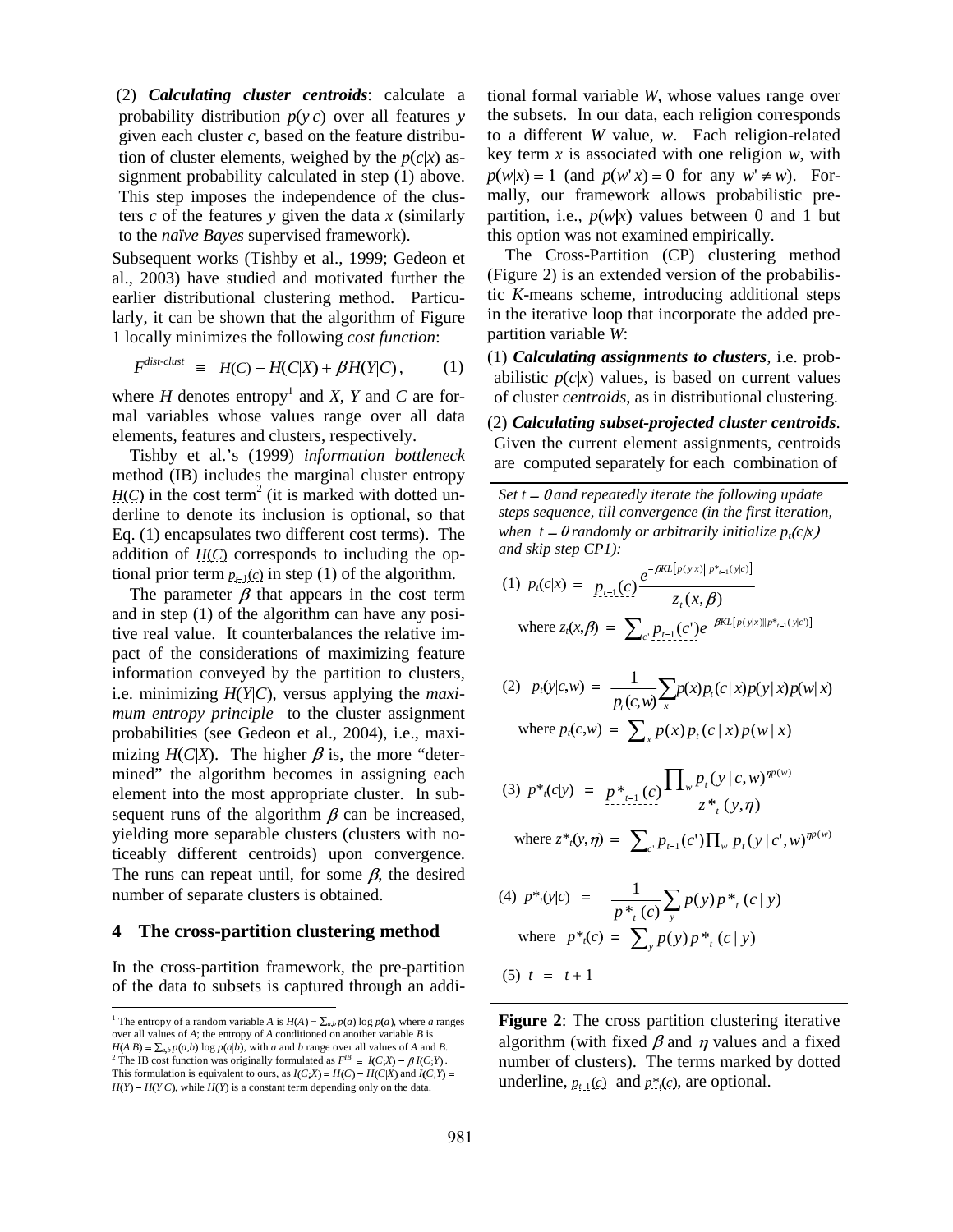(2) ***Calculating cluster centroids***: calculate a probability distribution $p(y|c)$ over all features $y$ given each cluster $c$, based on the feature distribution of cluster elements, weighed by the $p(c|x)$ assignment probability calculated in step (1) above. This step imposes the independence of the clusters $c$ of the features $y$ given the data $x$ (similarly to the *naïve Bayes* supervised framework).

Subsequent works (Tishby et al., 1999; Gedeon et al., 2003) have studied and motivated further the earlier distributional clustering method. Particularly, it can be shown that the algorithm of Figure 1 locally minimizes the following *cost function*:

$$F^{dist\text{-}clust} \equiv \underline{H(C)} - H(C|X) + \beta H(Y|C), \quad (1)$$

where $H$ denotes entropy[1] and $X$, $Y$ and $C$ are formal variables whose values range over all data elements, features and clusters, respectively.

Tishby et al.'s (1999) *information bottleneck* method (IB) includes the marginal cluster entropy $\underline{H(C)}$ in the cost term[2] (it is marked with dotted underline to denote its inclusion is optional, so that Eq. (1) encapsulates two different cost terms). The addition of $\underline{H(C)}$ corresponds to including the optional prior term $\underline{p_{t-1}(c)}$ in step (1) of the algorithm.

The parameter $\beta$ that appears in the cost term and in step (1) of the algorithm can have any positive real value. It counterbalances the relative impact of the considerations of maximizing feature information conveyed by the partition to clusters, i.e. minimizing $H(Y|C)$, versus applying the *maximum entropy principle* to the cluster assignment probabilities (see Gedeon et al., 2004), i.e., maximizing $H(C|X)$. The higher $\beta$ is, the more "determined" the algorithm becomes in assigning each element into the most appropriate cluster. In subsequent runs of the algorithm $\beta$ can be increased, yielding more separable clusters (clusters with noticeably different centroids) upon convergence. The runs can repeat until, for some $\beta$, the desired number of separate clusters is obtained.

## 4 The cross-partition clustering method

In the cross-partition framework, the pre-partition of the data to subsets is captured through an additional formal variable $W$, whose values range over the subsets. In our data, each religion corresponds to a different $W$ value, $w$. Each religion-related key term $x$ is associated with one religion $w$, with $p(w|x) = 1$ (and $p(w'|x) = 0$ for any $w' \neq w$). Formally, our framework allows probabilistic pre-partition, i.e., $p(w|x)$ values between 0 and 1 but this option was not examined empirically.

The Cross-Partition (CP) clustering method (Figure 2) is an extended version of the probabilistic $K$-means scheme, introducing additional steps in the iterative loop that incorporate the added pre-partition variable $W$:

(1) ***Calculating assignments to clusters***, i.e. probabilistic $p(c|x)$ values, is based on current values of cluster *centroids*, as in distributional clustering.

(2) ***Calculating subset-projected cluster centroids***. Given the current element assignments, centroids are computed separately for each combination of

---

*Set $t = 0$ and repeatedly iterate the following update steps sequence, till convergence (in the first iteration, when $t = 0$ randomly or arbitrarily initialize $p_t(c|x)$ and skip step CP1):*

(1) $$p_t(c|x) = \underline{p_{t-1}(c)} \frac{e^{-\beta KL\left[p(y|x) \| p^*_{t-1}(y|c)\right]}}{z_t(x,\beta)}$$

where $z_t(x,\beta) = \sum_{c'} \underline{p_{t-1}(c')} e^{-\beta KL\left[p(y|x) \| p^*_{t-1}(y|c')\right]}$

(2) $$p_t(y|c,w) = \frac{1}{p_t(c,w)} \sum_x p(x) p_t(c|x) p(y|x) p(w|x)$$

where $p_t(c,w) = \sum_x p(x) p_t(c|x) p(w|x)$

(3) $$p^*_t(c|y) = \underline{p^*_{t-1}(c)} \frac{\prod_w p_t(y|c,w)^{\eta p(w)}}{z^*_t(y,\eta)}$$

where $z^*_t(y,\eta) = \sum_{c'} \underline{p_{t-1}(c')} \prod_w p_t(y|c',w)^{\eta p(w)}$

(4) $$p^*_t(y|c) = \frac{1}{p^*_t(c)} \sum_y p(y) p^*_t(c|y)$$

where $p^*_t(c) = \sum_y p(y) p^*_t(c|y)$

(5) $t = t + 1$

---

**Figure 2**: The cross partition clustering iterative algorithm (with fixed $\beta$ and $\eta$ values and a fixed number of clusters). The terms marked by dotted underline, $\underline{p_{t-1}(c)}$ and $\underline{p^*_t(c)}$, are optional.

---

[1] The entropy of a random variable $A$ is $H(A) = -\sum_a p(a) \log p(a)$, where $a$ ranges over all values of $A$; the entropy of $A$ conditioned on another variable $B$ is $H(A|B) = -\sum_{a,b} p(a,b) \log p(a|b)$, with $a$ and $b$ range over all values of $A$ and $B$.

[2] The IB cost function was originally formulated as $F^{IB} \equiv I(C;X) - \beta I(C;Y)$. This formulation is equivalent to ours, as $I(C;X) = H(C) - H(C|X)$ and $I(C;Y) = H(Y) - H(Y|C)$, while $H(Y)$ is a constant term depending only on the data.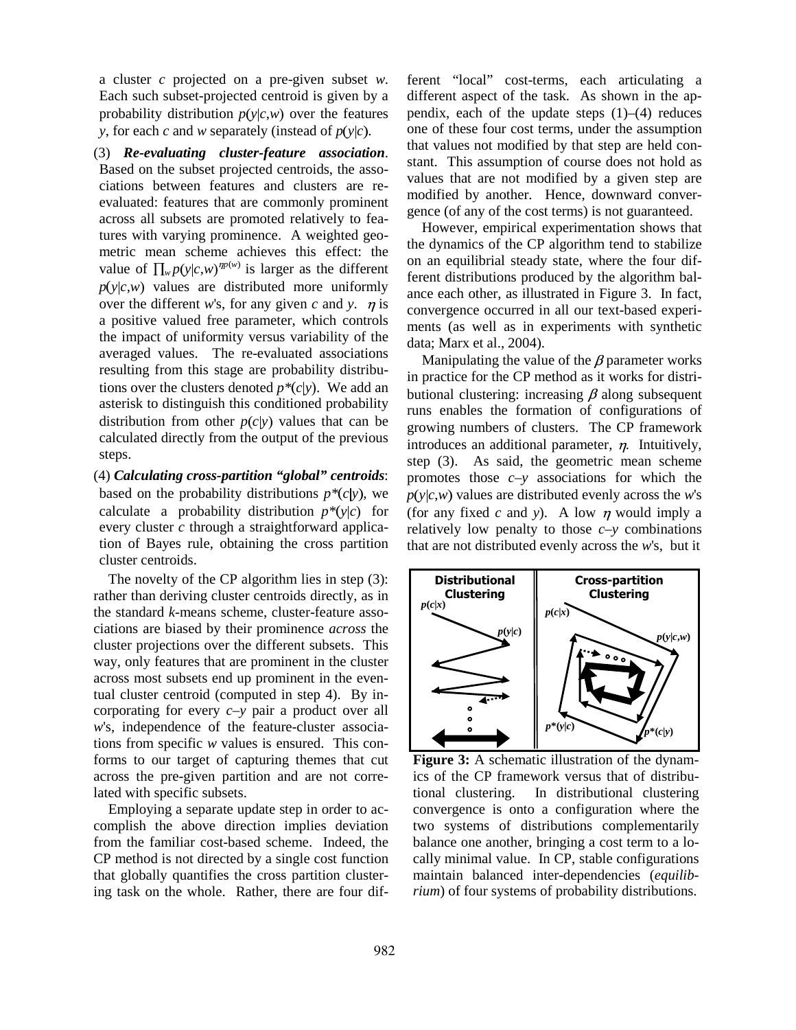a cluster $c$ projected on a pre-given subset $w$. Each such subset-projected centroid is given by a probability distribution $p(y|c,w)$ over the features $y$, for each $c$ and $w$ separately (instead of $p(y|c)$.

(3) ***Re-evaluating cluster-feature association***. Based on the subset projected centroids, the associations between features and clusters are re-evaluated: features that are commonly prominent across all subsets are promoted relatively to features with varying prominence. A weighted geometric mean scheme achieves this effect: the value of $\prod_w p(y|c,w)^{\eta p(w)}$ is larger as the different $p(y|c,w)$ values are distributed more uniformly over the different $w$'s, for any given $c$ and $y$. $\eta$ is a positive valued free parameter, which controls the impact of uniformity versus variability of the averaged values. The re-evaluated associations resulting from this stage are probability distributions over the clusters denoted $p^*(c|y)$. We add an asterisk to distinguish this conditioned probability distribution from other $p(c|y)$ values that can be calculated directly from the output of the previous steps.

(4) ***Calculating cross-partition "global" centroids***: based on the probability distributions $p^*(c|y)$, we calculate a probability distribution $p^*(y|c)$ for every cluster $c$ through a straightforward application of Bayes rule, obtaining the cross partition cluster centroids.

The novelty of the CP algorithm lies in step (3): rather than deriving cluster centroids directly, as in the standard $k$-means scheme, cluster-feature associations are biased by their prominence *across* the cluster projections over the different subsets. This way, only features that are prominent in the cluster across most subsets end up prominent in the eventual cluster centroid (computed in step 4). By incorporating for every $c$–$y$ pair a product over all $w$'s, independence of the feature-cluster associations from specific $w$ values is ensured. This conforms to our target of capturing themes that cut across the pre-given partition and are not correlated with specific subsets.

Employing a separate update step in order to accomplish the above direction implies deviation from the familiar cost-based scheme. Indeed, the CP method is not directed by a single cost function that globally quantifies the cross partition clustering task on the whole. Rather, there are four different "local" cost-terms, each articulating a different aspect of the task. As shown in the appendix, each of the update steps (1)–(4) reduces one of these four cost terms, under the assumption that values not modified by that step are held constant. This assumption of course does not hold as values that are not modified by a given step are modified by another. Hence, downward convergence (of any of the cost terms) is not guaranteed.

However, empirical experimentation shows that the dynamics of the CP algorithm tend to stabilize on an equilibrial steady state, where the four different distributions produced by the algorithm balance each other, as illustrated in Figure 3. In fact, convergence occurred in all our text-based experiments (as well as in experiments with synthetic data; Marx et al., 2004).

Manipulating the value of the $\beta$ parameter works in practice for the CP method as it works for distributional clustering: increasing $\beta$ along subsequent runs enables the formation of configurations of growing numbers of clusters. The CP framework introduces an additional parameter, $\eta$. Intuitively, step (3). As said, the geometric mean scheme promotes those $c$–$y$ associations for which the $p(y|c,w)$ values are distributed evenly across the $w$'s (for any fixed $c$ and $y$). A low $\eta$ would imply a relatively low penalty to those $c$–$y$ combinations that are not distributed evenly across the $w$'s, but it

**Figure 3:** A schematic illustration of the dynamics of the CP framework versus that of distributional clustering. In distributional clustering convergence is onto a configuration where the two systems of distributions complementarily balance one another, bringing a cost term to a locally minimal value. In CP, stable configurations maintain balanced inter-dependencies (*equilibrium*) of four systems of probability distributions.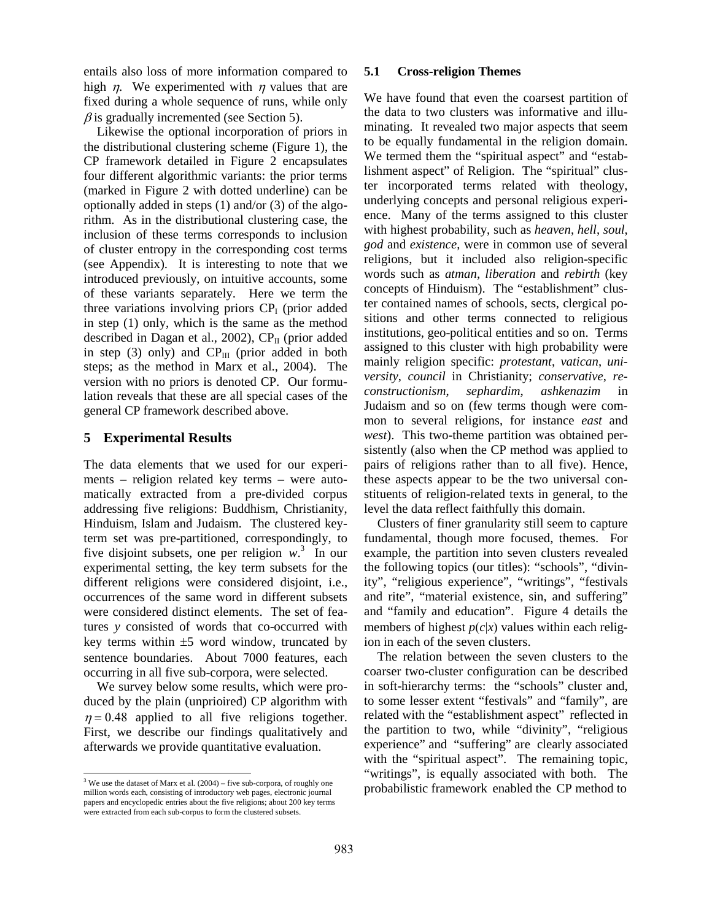entails also loss of more information compared to high $\eta$. We experimented with $\eta$ values that are fixed during a whole sequence of runs, while only $\beta$ is gradually incremented (see Section 5).

Likewise the optional incorporation of priors in the distributional clustering scheme (Figure 1), the CP framework detailed in Figure 2 encapsulates four different algorithmic variants: the prior terms (marked in Figure 2 with dotted underline) can be optionally added in steps (1) and/or (3) of the algorithm. As in the distributional clustering case, the inclusion of these terms corresponds to inclusion of cluster entropy in the corresponding cost terms (see Appendix). It is interesting to note that we introduced previously, on intuitive accounts, some of these variants separately. Here we term the three variations involving priors $CP_I$ (prior added in step (1) only, which is the same as the method described in Dagan et al., 2002), $CP_{II}$ (prior added in step (3) only) and $CP_{III}$ (prior added in both steps; as the method in Marx et al., 2004). The version with no priors is denoted CP. Our formulation reveals that these are all special cases of the general CP framework described above.

## 5 Experimental Results

The data elements that we used for our experiments – religion related key terms – were automatically extracted from a pre-divided corpus addressing five religions: Buddhism, Christianity, Hinduism, Islam and Judaism. The clustered key-term set was pre-partitioned, correspondingly, to five disjoint subsets, one per religion $w$.[3] In our experimental setting, the key term subsets for the different religions were considered disjoint, i.e., occurrences of the same word in different subsets were considered distinct elements. The set of features $y$ consisted of words that co-occurred with key terms within ±5 word window, truncated by sentence boundaries. About 7000 features, each occurring in all five sub-corpora, were selected.

We survey below some results, which were produced by the plain (unprioired) CP algorithm with $\eta = 0.48$ applied to all five religions together. First, we describe our findings qualitatively and afterwards we provide quantitative evaluation.

### 5.1 Cross-religion Themes

We have found that even the coarsest partition of the data to two clusters was informative and illuminating. It revealed two major aspects that seem to be equally fundamental in the religion domain. We termed them the "spiritual aspect" and "establishment aspect" of Religion. The "spiritual" cluster incorporated terms related with theology, underlying concepts and personal religious experience. Many of the terms assigned to this cluster with highest probability, such as *heaven*, *hell*, *soul*, *god* and *existence*, were in common use of several religions, but it included also religion-specific words such as *atman*, *liberation* and *rebirth* (key concepts of Hinduism). The "establishment" cluster contained names of schools, sects, clergical positions and other terms connected to religious institutions, geo-political entities and so on. Terms assigned to this cluster with high probability were mainly religion specific: *protestant*, *vatican*, *university*, *council* in Christianity; *conservative*, *reconstructionism*, *sephardim*, *ashkenazim* in Judaism and so on (few terms though were common to several religions, for instance *east* and *west*). This two-theme partition was obtained persistently (also when the CP method was applied to pairs of religions rather than to all five). Hence, these aspects appear to be the two universal constituents of religion-related texts in general, to the level the data reflect faithfully this domain.

Clusters of finer granularity still seem to capture fundamental, though more focused, themes. For example, the partition into seven clusters revealed the following topics (our titles): "schools", "divinity", "religious experience", "writings", "festivals and rite", "material existence, sin, and suffering" and "family and education". Figure 4 details the members of highest $p(c|x)$ values within each religion in each of the seven clusters.

The relation between the seven clusters to the coarser two-cluster configuration can be described in soft-hierarchy terms: the "schools" cluster and, to some lesser extent "festivals" and "family", are related with the "establishment aspect" reflected in the partition to two, while "divinity", "religious experience" and "suffering" are clearly associated with the "spiritual aspect". The remaining topic, "writings", is equally associated with both. The probabilistic framework enabled the CP method to

[3] We use the dataset of Marx et al. (2004) – five sub-corpora, of roughly one million words each, consisting of introductory web pages, electronic journal papers and encyclopedic entries about the five religions; about 200 key terms were extracted from each sub-corpus to form the clustered subsets.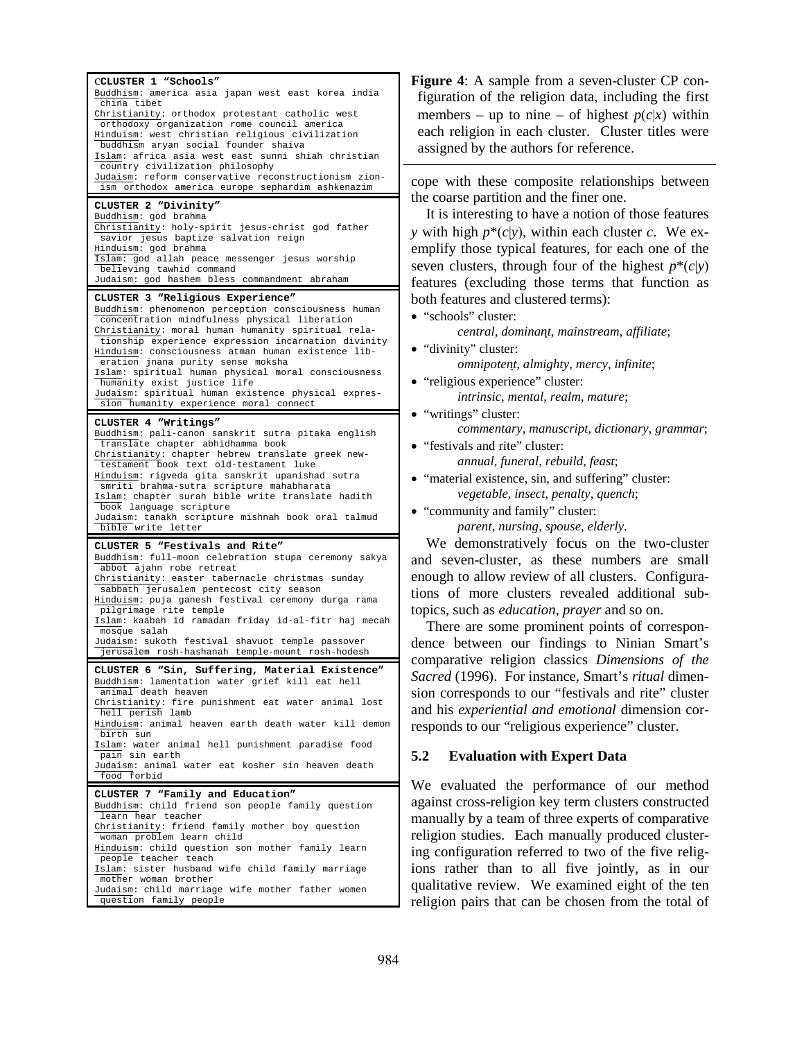CCLUSTER 1 "Schools"
Buddhism: america asia japan west east korea india china tibet
Christianity: orthodox protestant catholic west orthodoxy organization rome council america
Hinduism: west christian religious civilization buddhism aryan social founder shaiva
Islam: africa asia west east sunni shiah christian country civilization philosophy
Judaism: reform conservative reconstructionism zionism orthodox america europe sephardim ashkenazim

CLUSTER 2 "Divinity"
Buddhism: god brahma
Christianity: holy-spirit jesus-christ god father savior jesus baptize salvation reign
Hinduism: god brahma
Islam: god allah peace messenger jesus worship believing tawhid command
Judaism: god hashem bless commandment abraham

CLUSTER 3 "Religious Experience"
Buddhism: phenomenon perception consciousness human concentration mindfulness physical liberation
Christianity: moral human humanity spiritual relationship experience expression incarnation divinity
Hinduism: consciousness atman human existence liberation jnana purity sense moksha
Islam: spiritual human physical moral consciousness humanity exist justice life
Judaism: spiritual human existence physical expression humanity experience moral connect

CLUSTER 4 "Writings"
Buddhism: pali-canon sanskrit sutra pitaka english translate chapter abhidhamma book
Christianity: chapter hebrew translate greek new-testament book text old-testament luke
Hinduism: rigveda gita sanskrit upanishad sutra smriti brahma-sutra scripture mahabharata
Islam: chapter surah bible write translate hadith book language scripture
Judaism: tanakh scripture mishnah book oral talmud bible write letter

CLUSTER 5 "Festivals and Rite"
Buddhism: full-moon celebration stupa ceremony sakya abbot ajahn robe retreat
Christianity: easter tabernacle christmas sunday sabbath jerusalem pentecost city season
Hinduism: puja ganesh festival ceremony durga rama pilgrimage rite temple
Islam: kaabah id ramadan friday id-al-fitr haj mecah mosque salah
Judaism: sukoth festival shavuot temple passover jerusalem rosh-hashanah temple-mount rosh-hodesh

CLUSTER 6 "Sin, Suffering, Material Existence"
Buddhism: lamentation water grief kill eat hell animal death heaven
Christianity: fire punishment eat water animal lost hell perish lamb
Hinduism: animal heaven earth death water kill demon birth sun
Islam: water animal hell punishment paradise food pain sin earth
Judaism: animal water eat kosher sin heaven death food forbid

CLUSTER 7 "Family and Education"
Buddhism: child friend son people family question learn hear teacher
Christianity: friend family mother boy question woman problem learn child
Hinduism: child question son mother family learn people teacher teach
Islam: sister husband wife child family marriage mother woman brother
Judaism: child marriage wife mother father women question family people

**Figure 4**: A sample from a seven-cluster CP configuration of the religion data, including the first members – up to nine – of highest $p(c|x)$ within each religion in each cluster. Cluster titles were assigned by the authors for reference.

cope with these composite relationships between the coarse partition and the finer one.

It is interesting to have a notion of those features $y$ with high $p^*(c|y)$, within each cluster $c$. We exemplify those typical features, for each one of the seven clusters, through four of the highest $p^*(c|y)$ features (excluding those terms that function as both features and clustered terms):

- "schools" cluster:
  *central*, *dominant*, *mainstream*, *affiliate*;
- "divinity" cluster:
  *omnipotent*, *almighty*, *mercy*, *infinite*;
- "religious experience" cluster:
  *intrinsic*, *mental*, *realm*, *mature*;
- "writings" cluster:
  *commentary*, *manuscript*, *dictionary*, *grammar*;
- "festivals and rite" cluster:
  *annual*, *funeral*, *rebuild*, *feast*;
- "material existence, sin, and suffering" cluster:
  *vegetable*, *insect*, *penalty*, *quench*;
- "community and family" cluster:
  *parent*, *nursing*, *spouse*, *elderly*.

We demonstratively focus on the two-cluster and seven-cluster, as these numbers are small enough to allow review of all clusters. Configurations of more clusters revealed additional subtopics, such as *education*, *prayer* and so on.

There are some prominent points of correspondence between our findings to Ninian Smart's comparative religion classics *Dimensions of the Sacred* (1996). For instance, Smart's *ritual* dimension corresponds to our "festivals and rite" cluster and his *experiential and emotional* dimension corresponds to our "religious experience" cluster.

### 5.2 Evaluation with Expert Data

We evaluated the performance of our method against cross-religion key term clusters constructed manually by a team of three experts of comparative religion studies. Each manually produced clustering configuration referred to two of the five religions rather than to all five jointly, as in our qualitative review. We examined eight of the ten religion pairs that can be chosen from the total of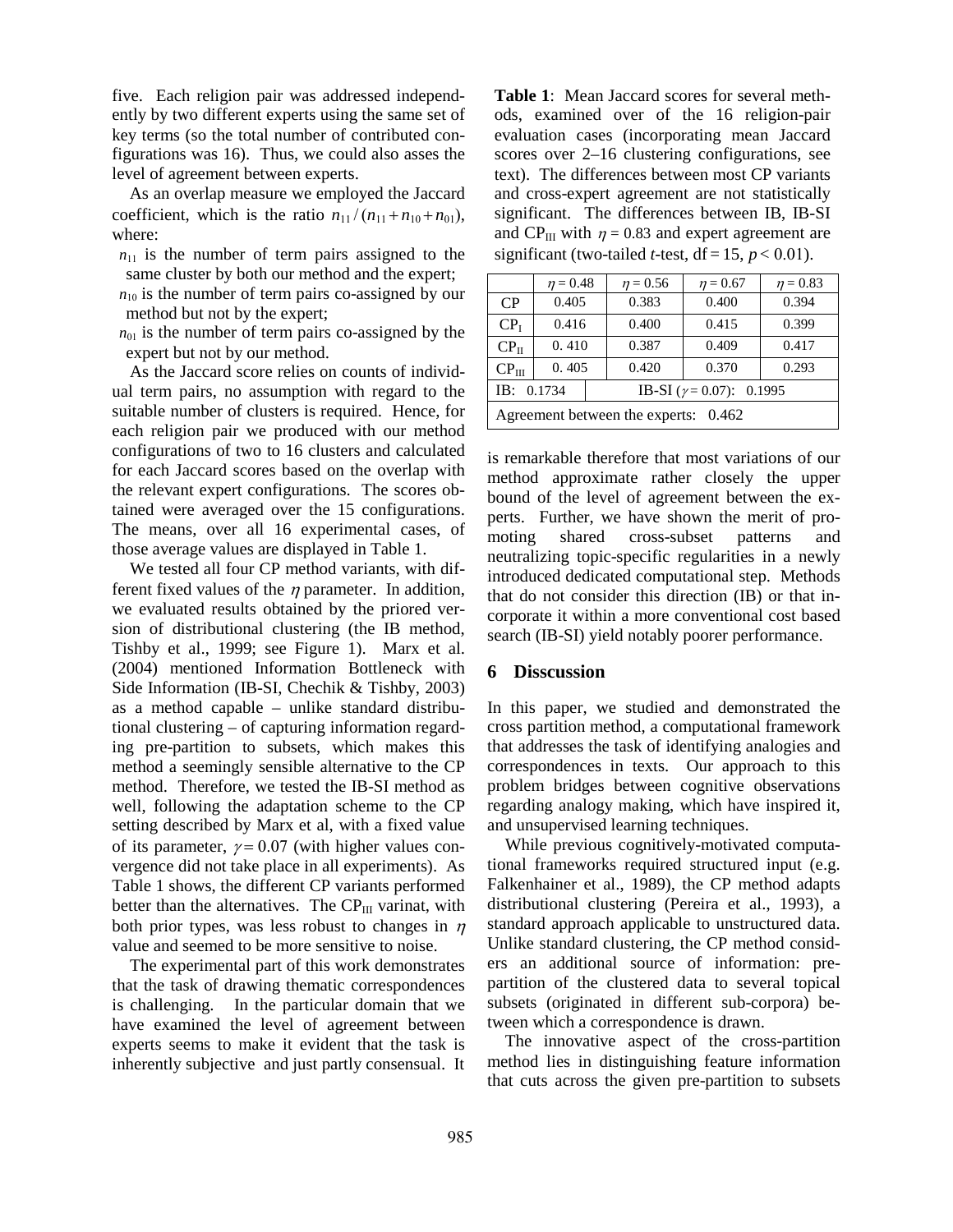five. Each religion pair was addressed independently by two different experts using the same set of key terms (so the total number of contributed configurations was 16). Thus, we could also asses the level of agreement between experts.

As an overlap measure we employed the Jaccard coefficient, which is the ratio $n_{11} / (n_{11} + n_{10} + n_{01})$, where:

- $n_{11}$ is the number of term pairs assigned to the same cluster by both our method and the expert;
- $n_{10}$ is the number of term pairs co-assigned by our method but not by the expert;
- $n_{01}$ is the number of term pairs co-assigned by the expert but not by our method.

As the Jaccard score relies on counts of individual term pairs, no assumption with regard to the suitable number of clusters is required. Hence, for each religion pair we produced with our method configurations of two to 16 clusters and calculated for each Jaccard scores based on the overlap with the relevant expert configurations. The scores obtained were averaged over the 15 configurations. The means, over all 16 experimental cases, of those average values are displayed in Table 1.

We tested all four CP method variants, with different fixed values of the $\eta$ parameter. In addition, we evaluated results obtained by the priored version of distributional clustering (the IB method, Tishby et al., 1999; see Figure 1). Marx et al. (2004) mentioned Information Bottleneck with Side Information (IB-SI, Chechik & Tishby, 2003) as a method capable – unlike standard distributional clustering – of capturing information regarding pre-partition to subsets, which makes this method a seemingly sensible alternative to the CP method. Therefore, we tested the IB-SI method as well, following the adaptation scheme to the CP setting described by Marx et al, with a fixed value of its parameter, $\gamma = 0.07$ (with higher values convergence did not take place in all experiments). As Table 1 shows, the different CP variants performed better than the alternatives. The $CP_{III}$ varinat, with both prior types, was less robust to changes in $\eta$ value and seemed to be more sensitive to noise.

The experimental part of this work demonstrates that the task of drawing thematic correspondences is challenging. In the particular domain that we have examined the level of agreement between experts seems to make it evident that the task is inherently subjective and just partly consensual. It

**Table 1**: Mean Jaccard scores for several methods, examined over of the 16 religion-pair evaluation cases (incorporating mean Jaccard scores over 2–16 clustering configurations, see text). The differences between most CP variants and cross-expert agreement are not statistically significant. The differences between IB, IB-SI and $CP_{III}$ with $\eta = 0.83$ and expert agreement are significant (two-tailed *t*-test, $df = 15$, $p < 0.01$).

| | $\eta = 0.48$ | $\eta = 0.56$ | $\eta = 0.67$ | $\eta = 0.83$ |
|---|---|---|---|---|
| CP | 0.405 | 0.383 | 0.400 | 0.394 |
| $CP_I$ | 0.416 | 0.400 | 0.415 | 0.399 |
| $CP_{II}$ | 0. 410 | 0.387 | 0.409 | 0.417 |
| $CP_{III}$ | 0. 405 | 0.420 | 0.370 | 0.293 |
| IB: 0.1734 | IB-SI ($\gamma = 0.07$): 0.1995 | | | |
| Agreement between the experts: 0.462 | | | | |

is remarkable therefore that most variations of our method approximate rather closely the upper bound of the level of agreement between the experts. Further, we have shown the merit of promoting shared cross-subset patterns and neutralizing topic-specific regularities in a newly introduced dedicated computational step. Methods that do not consider this direction (IB) or that incorporate it within a more conventional cost based search (IB-SI) yield notably poorer performance.

## 6 Disscussion

In this paper, we studied and demonstrated the cross partition method, a computational framework that addresses the task of identifying analogies and correspondences in texts. Our approach to this problem bridges between cognitive observations regarding analogy making, which have inspired it, and unsupervised learning techniques.

While previous cognitively-motivated computational frameworks required structured input (e.g. Falkenhainer et al., 1989), the CP method adapts distributional clustering (Pereira et al., 1993), a standard approach applicable to unstructured data. Unlike standard clustering, the CP method considers an additional source of information: pre-partition of the clustered data to several topical subsets (originated in different sub-corpora) between which a correspondence is drawn.

The innovative aspect of the cross-partition method lies in distinguishing feature information that cuts across the given pre-partition to subsets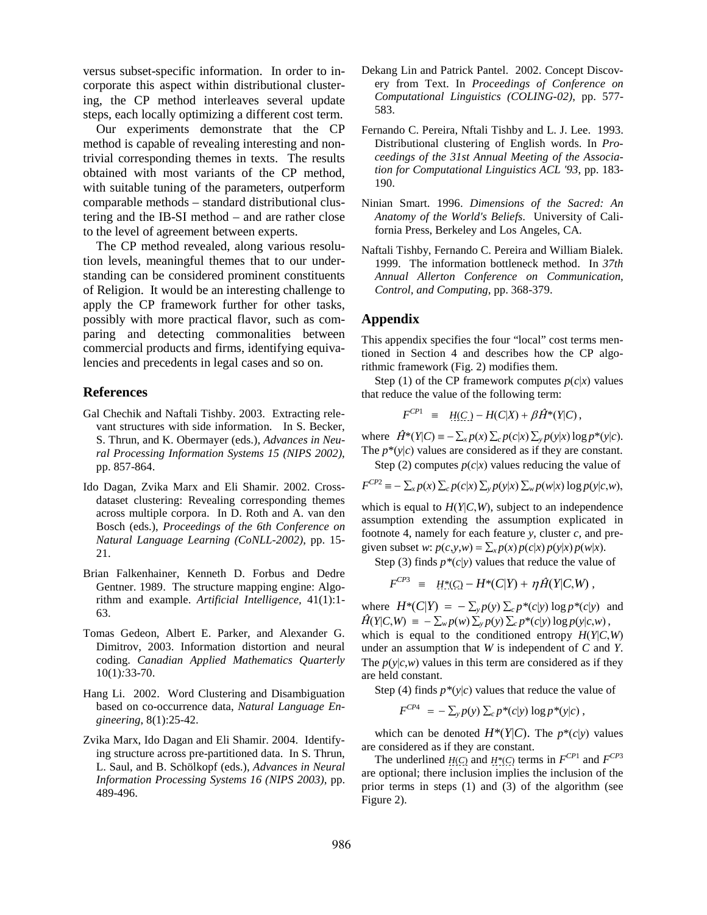versus subset-specific information. In order to incorporate this aspect within distributional clustering, the CP method interleaves several update steps, each locally optimizing a different cost term.

Our experiments demonstrate that the CP method is capable of revealing interesting and non-trivial corresponding themes in texts. The results obtained with most variants of the CP method, with suitable tuning of the parameters, outperform comparable methods – standard distributional clustering and the IB-SI method – and are rather close to the level of agreement between experts.

The CP method revealed, along various resolution levels, meaningful themes that to our understanding can be considered prominent constituents of Religion. It would be an interesting challenge to apply the CP framework further for other tasks, possibly with more practical flavor, such as comparing and detecting commonalities between commercial products and firms, identifying equivalencies and precedents in legal cases and so on.

## References

Gal Chechik and Naftali Tishby. 2003. Extracting relevant structures with side information. In S. Becker, S. Thrun, and K. Obermayer (eds.), *Advances in Neural Information Processing Systems 15 (NIPS 2002)*, pp. 857-864.

Ido Dagan, Zvika Marx and Eli Shamir. 2002. Cross-dataset clustering: Revealing corresponding themes across multiple corpora. In D. Roth and A. van den Bosch (eds.), *Proceedings of the 6th Conference on Natural Language Learning (CoNLL-2002)*, pp. 15-21.

Brian Falkenhainer, Kenneth D. Forbus and Dedre Gentner. 1989. The structure mapping engine: Algorithm and example. *Artificial Intelligence*, 41(1):1-63.

Tomas Gedeon, Albert E. Parker, and Alexander G. Dimitrov, 2003. Information distortion and neural coding. *Canadian Applied Mathematics Quarterly* 10(1):33-70.

Hang Li. 2002. Word Clustering and Disambiguation based on co-occurrence data, *Natural Language Engineering*, 8(1):25-42.

Zvika Marx, Ido Dagan and Eli Shamir. 2004. Identifying structure across pre-partitioned data. In S. Thrun, L. Saul, and B. Schölkopf (eds.), *Advances in Neural Information Processing Systems 16 (NIPS 2003)*, pp. 489-496.

Dekang Lin and Patrick Pantel. 2002. Concept Discovery from Text. In *Proceedings of Conference on Computational Linguistics (COLING-02)*, pp. 577-583.

Fernando C. Pereira, Nftali Tishby and L. J. Lee. 1993. Distributional clustering of English words. In *Proceedings of the 31st Annual Meeting of the Association for Computational Linguistics ACL '93*, pp. 183-190.

Ninian Smart. 1996. *Dimensions of the Sacred: An Anatomy of the World's Beliefs.* University of California Press, Berkeley and Los Angeles, CA.

Naftali Tishby, Fernando C. Pereira and William Bialek. 1999. The information bottleneck method. In *37th Annual Allerton Conference on Communication, Control, and Computing*, pp. 368-379.

## Appendix

This appendix specifies the four "local" cost terms mentioned in Section 4 and describes how the CP algorithmic framework (Fig. 2) modifies them.

Step (1) of the CP framework computes $p(c|x)$ values that reduce the value of the following term:

$$F^{CP1} \equiv \underline{H(C)} - H(C|X) + \beta \hat{H}^*(Y|C),$$

where $\hat{H}^*(Y|C) \equiv -\sum_x p(x) \sum_c p(c|x) \sum_y p(y|x) \log p^*(y|c)$. The $p^*(y|c)$ values are considered as if they are constant.

Step (2) computes $p(c|x)$ values reducing the value of

$$F^{CP2} \equiv -\sum_x p(x) \sum_c p(c|x) \sum_y p(y|x) \sum_w p(w|x) \log p(y|c,w),$$

which is equal to $H(Y|C,W)$, subject to an independence assumption extending the assumption explicated in footnote 4, namely for each feature $y$, cluster $c$, and pre-given subset $w$: $p(c,y,w) = \sum_x p(x)\, p(c|x)\, p(y|x)\, p(w|x)$.

Step (3) finds $p^*(c|y)$ values that reduce the value of

$$F^{CP3} \equiv \underline{H^*(C)} - H^*(C|Y) + \eta \hat{H}(Y|C,W),$$

where $H^*(C|Y) = -\sum_y p(y) \sum_c p^*(c|y) \log p^*(c|y)$ and $\hat{H}(Y|C,W) \equiv -\sum_w p(w) \sum_y p(y) \sum_c p^*(c|y) \log p(y|c,w)$, which is equal to the conditioned entropy $H(Y|C,W)$ under an assumption that $W$ is independent of $C$ and $Y$. The $p(y|c,w)$ values in this term are considered as if they are held constant.

Step (4) finds $p^*(y|c)$ values that reduce the value of

$$F^{CP4} = -\sum_y p(y) \sum_c p^*(c|y) \log p^*(y|c),$$

which can be denoted $H^*(Y|C)$. The $p^*(c|y)$ values are considered as if they are constant.

The underlined $\underline{H(C)}$ and $\underline{H^*(C)}$ terms in $F^{CP1}$ and $F^{CP3}$ are optional; there inclusion implies the inclusion of the prior terms in steps (1) and (3) of the algorithm (see Figure 2).